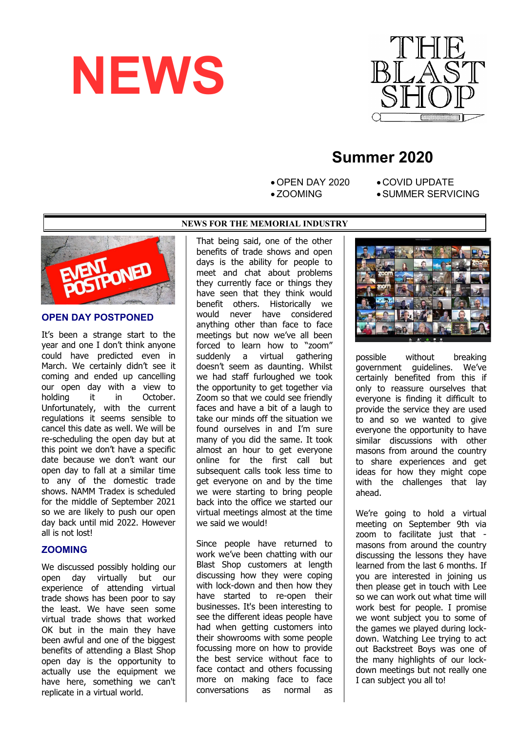# NEWS

THE BLAST SHOP

## Summer 2020

- OPEN DAY 2020
- ZOOMING
- COVID UPDATE
- SUMMER SERVICING

**NEWS FOR THE MEMORIAL INDUSTRY**

### OPEN DAY POSTPONED

It's been a strange start to the year and one I don't think anyone could have predicted even in March. We certainly didn't see it coming and ended up cancelling our open day with a view to holding it in October. Unfortunately, with the current regulations it seems sensible to cancel this date as well. We will be re-scheduling the open day but at this point we don't have a specific date because we don't want our open day to fall at a similar time to any of the domestic trade shows. NAMM Tradex is scheduled for the middle of September 2021 so we are likely to push our open day back until mid 2022. However all is not lost!

### ZOOMING

We discussed possibly holding our open day virtually but our experience of attending virtual trade shows has been poor to say the least. We have seen some virtual trade shows that worked OK but in the main they have been awful and one of the biggest benefits of attending a Blast Shop open day is the opportunity to actually use the equipment we have here, something we can't replicate in a virtual world.

That being said, one of the other benefits of trade shows and open days is the ability for people to meet and chat about problems they currently face or things they have seen that they think would benefit others. Historically we would never have considered anything other than face to face meetings but now we've all been forced to learn how to "zoom" suddenly a virtual gathering doesn't seem as daunting. Whilst we had staff furloughed we took the opportunity to get together via Zoom so that we could see friendly faces and have a bit of a laugh to take our minds off the situation we found ourselves in and I'm sure many of you did the same. It took almost an hour to get everyone online for the first call but subsequent calls took less time to get everyone on and by the time we were starting to bring people back into the office we started our virtual meetings almost at the time we said we would!

Since people have returned to work we've been chatting with our Blast Shop customers at length discussing how they were coping with lock-down and then how they have started to re-open their businesses. It's been interesting to see the different ideas people have had when getting customers into their showrooms with some people focussing more on how to provide the best service without face to face contact and others focussing more on making face to face conversations as normal as possible without breaking government guidelines. We've certainly benefited from this if only to reassure ourselves that everyone is finding it difficult to provide the service they are used to and so we wanted to give everyone the opportunity to have similar discussions with other masons from around the country to share experiences and get ideas for how they might cope with the challenges that lay ahead.

We're going to hold a virtual meeting on September 9th via zoom to facilitate just that - masons from around the country discussing the lessons they have learned from the last 6 months. If you are interested in joining us then please get in touch with Lee so we can work out what time will work best for people. I promise we wont subject you to some of the games we played during lock-down. Watching Lee trying to act out Backstreet Boys was one of the many highlights of our lock-down meetings but not really one I can subject you all to!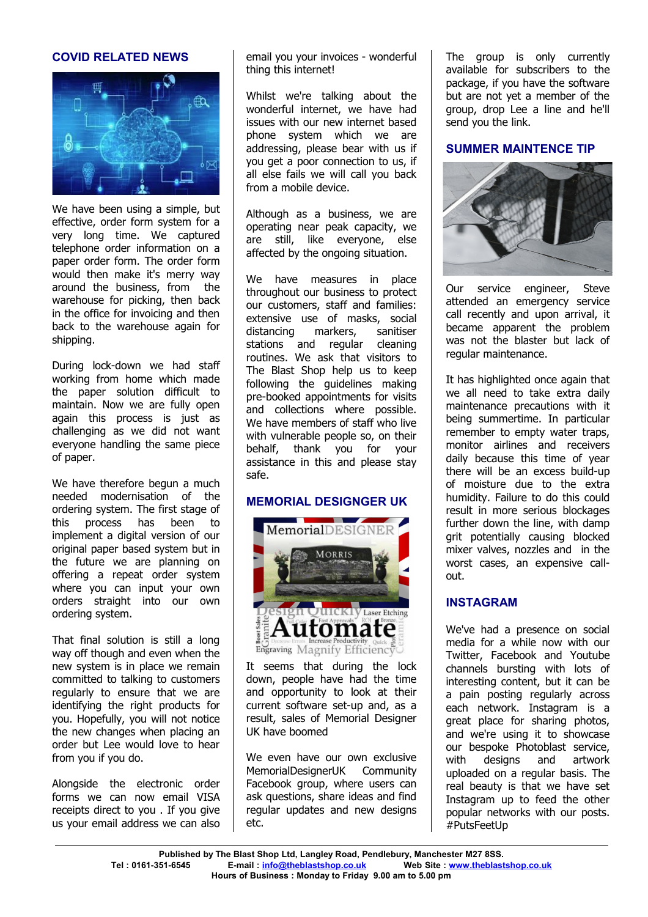## COVID RELATED NEWS

We have been using a simple, but effective, order form system for a very long time. We captured telephone order information on a paper order form. The order form would then make it's merry way around the business, from the warehouse for picking, then back in the office for invoicing and then back to the warehouse again for shipping.

During lock-down we had staff working from home which made the paper solution difficult to maintain. Now we are fully open again this process is just as challenging as we did not want everyone handling the same piece of paper.

We have therefore begun a much needed modernisation of the ordering system. The first stage of this process has been to implement a digital version of our original paper based system but in the future we are planning on offering a repeat order system where you can input your own orders straight into our own ordering system.

That final solution is still a long way off though and even when the new system is in place we remain committed to talking to customers regularly to ensure that we are identifying the right products for you. Hopefully, you will not notice the new changes when placing an order but Lee would love to hear from you if you do.

Alongside the electronic order forms we can now email VISA receipts direct to you . If you give us your email address we can also email you your invoices - wonderful thing this internet!

Whilst we're talking about the wonderful internet, we have had issues with our new internet based phone system which we are addressing, please bear with us if you get a poor connection to us, if all else fails we will call you back from a mobile device.

Although as a business, we are operating near peak capacity, we are still, like everyone, else affected by the ongoing situation.

We have measures in place throughout our business to protect our customers, staff and families: extensive use of masks, social distancing markers, sanitiser stations and regular cleaning routines. We ask that visitors to The Blast Shop help us to keep following the guidelines making pre-booked appointments for visits and collections where possible. We have members of staff who live with vulnerable people so, on their behalf, thank you for your assistance in this and please stay safe.

## MEMORIAL DESIGNGER UK

It seems that during the lock down, people have had the time and opportunity to look at their current software set-up and, as a result, sales of Memorial Designer UK have boomed

We even have our own exclusive MemorialDesignerUK Community Facebook group, where users can ask questions, share ideas and find regular updates and new designs etc.

The group is only currently available for subscribers to the package, if you have the software but are not yet a member of the group, drop Lee a line and he'll send you the link.

## SUMMER MAINTENCE TIP

Our service engineer, Steve attended an emergency service call recently and upon arrival, it became apparent the problem was not the blaster but lack of regular maintenance.

It has highlighted once again that we all need to take extra daily maintenance precautions with it being summertime. In particular remember to empty water traps, monitor airlines and receivers daily because this time of year there will be an excess build-up of moisture due to the extra humidity. Failure to do this could result in more serious blockages further down the line, with damp grit potentially causing blocked mixer valves, nozzles and in the worst cases, an expensive call-out.

## INSTAGRAM

We've had a presence on social media for a while now with our Twitter, Facebook and Youtube channels bursting with lots of interesting content, but it can be a pain posting regularly across each network. Instagram is a great place for sharing photos, and we're using it to showcase our bespoke Photoblast service, with designs and artwork uploaded on a regular basis. The real beauty is that we have set Instagram up to feed the other popular networks with our posts. #PutsFeetUp

---

**Published by The Blast Shop Ltd, Langley Road, Pendlebury, Manchester M27 8SS.**
**Tel : 0161-351-6545** **E-mail : info@theblastshop.co.uk** **Web Site : www.theblastshop.co.uk**
**Hours of Business : Monday to Friday 9.00 am to 5.00 pm**